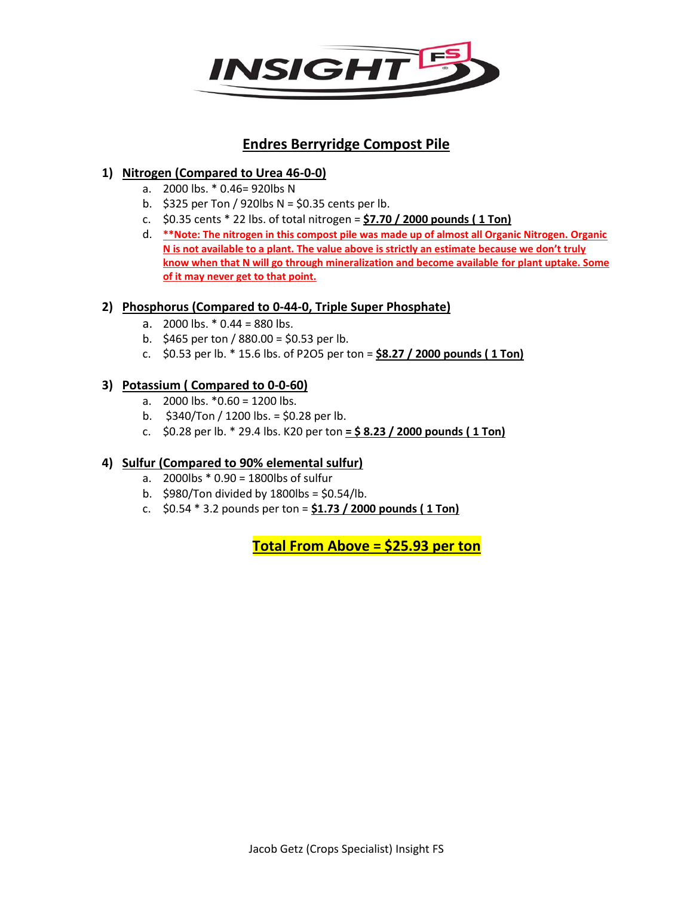# Endres Berryridge Compost Pile

## 1) Nitrogen (Compared to Urea 46-0-0)

a. 2000 lbs. * 0.46= 920lbs N
b. $325 per Ton / 920lbs N = $0.35 cents per lb.
c. $0.35 cents * 22 lbs. of total nitrogen = **$7.70 / 2000 pounds ( 1 Ton)**
d. **Note: The nitrogen in this compost pile was made up of almost all Organic Nitrogen. Organic N is not available to a plant. The value above is strictly an estimate because we don't truly know when that N will go through mineralization and become available for plant uptake. Some of it may never get to that point.**

## 2) Phosphorus (Compared to 0-44-0, Triple Super Phosphate)

a. 2000 lbs. * 0.44 = 880 lbs.
b. $465 per ton / 880.00 = $0.53 per lb.
c. $0.53 per lb. * 15.6 lbs. of P2O5 per ton = **$8.27 / 2000 pounds ( 1 Ton)**

## 3) Potassium ( Compared to 0-0-60)

a. 2000 lbs. *0.60 = 1200 lbs.
b. $340/Ton / 1200 lbs. = $0.28 per lb.
c. $0.28 per lb. * 29.4 lbs. K20 per ton **= $ 8.23 / 2000 pounds ( 1 Ton)**

## 4) Sulfur (Compared to 90% elemental sulfur)

a. 2000lbs * 0.90 = 1800lbs of sulfur
b. $980/Ton divided by 1800lbs = $0.54/lb.
c. $0.54 * 3.2 pounds per ton = **$1.73 / 2000 pounds ( 1 Ton)**

**Total From Above = $25.93 per ton**

Jacob Getz (Crops Specialist) Insight FS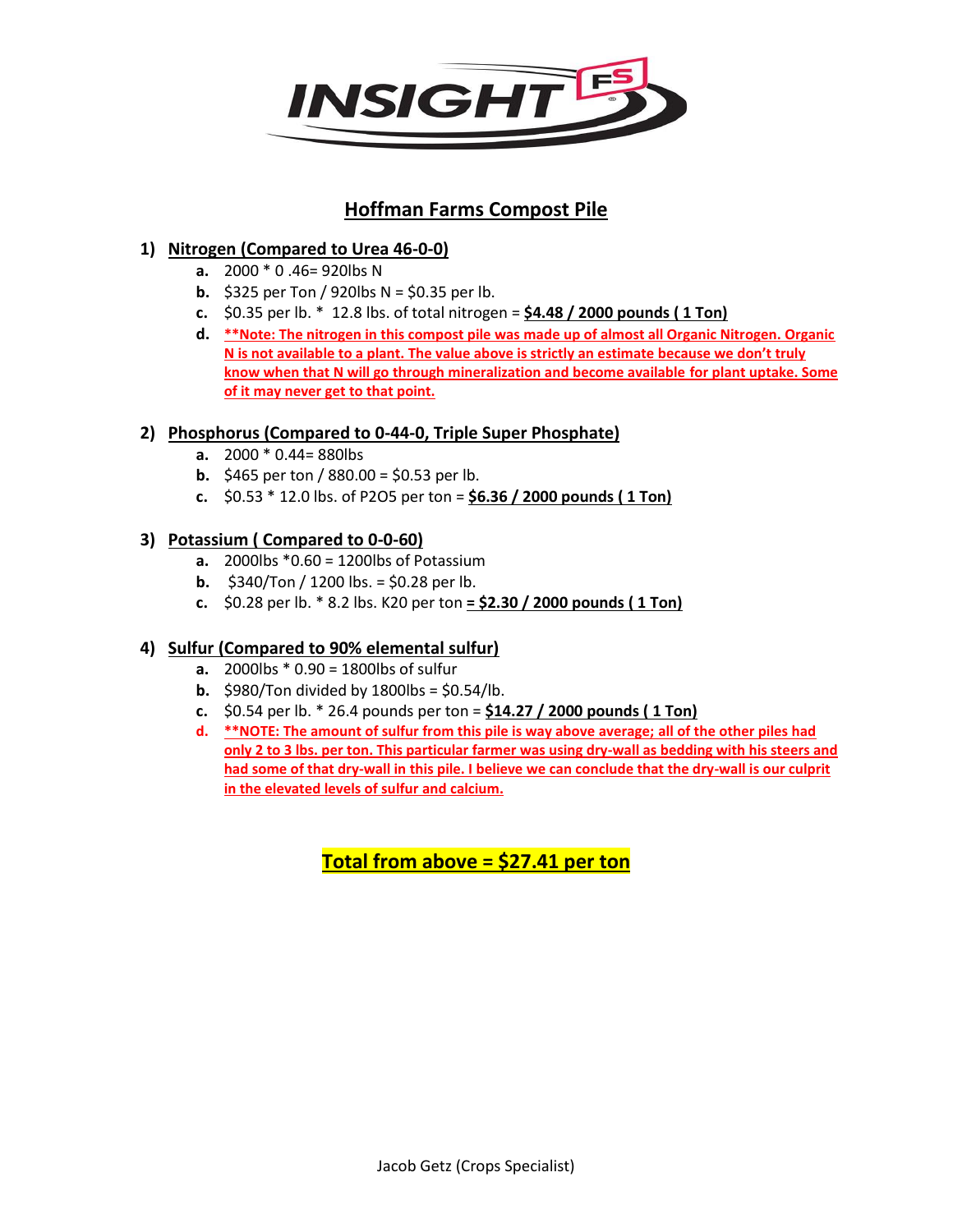# Hoffman Farms Compost Pile

## 1) Nitrogen (Compared to Urea 46-0-0)

a. 2000 * 0 .46= 920lbs N

b. $325 per Ton / 920lbs N = $0.35 per lb.

c. $0.35 per lb. * 12.8 lbs. of total nitrogen = **$4.48 / 2000 pounds ( 1 Ton)**

d. **Note: The nitrogen in this compost pile was made up of almost all Organic Nitrogen. Organic N is not available to a plant. The value above is strictly an estimate because we don't truly know when that N will go through mineralization and become available for plant uptake. Some of it may never get to that point.**

## 2) Phosphorus (Compared to 0-44-0, Triple Super Phosphate)

a. 2000 * 0.44= 880lbs

b. $465 per ton / 880.00 = $0.53 per lb.

c. $0.53 * 12.0 lbs. of P2O5 per ton = **$6.36 / 2000 pounds ( 1 Ton)**

## 3) Potassium ( Compared to 0-0-60)

a. 2000lbs *0.60 = 1200lbs of Potassium

b. $340/Ton / 1200 lbs. = $0.28 per lb.

c. $0.28 per lb. * 8.2 lbs. K20 per ton **= $2.30 / 2000 pounds ( 1 Ton)**

## 4) Sulfur (Compared to 90% elemental sulfur)

a. 2000lbs * 0.90 = 1800lbs of sulfur

b. $980/Ton divided by 1800lbs = $0.54/lb.

c. $0.54 per lb. * 26.4 pounds per ton = **$14.27 / 2000 pounds ( 1 Ton)**

d. **NOTE: The amount of sulfur from this pile is way above average; all of the other piles had only 2 to 3 lbs. per ton. This particular farmer was using dry-wall as bedding with his steers and had some of that dry-wall in this pile. I believe we can conclude that the dry-wall is our culprit in the elevated levels of sulfur and calcium.**

**Total from above = $27.41 per ton**

Jacob Getz (Crops Specialist)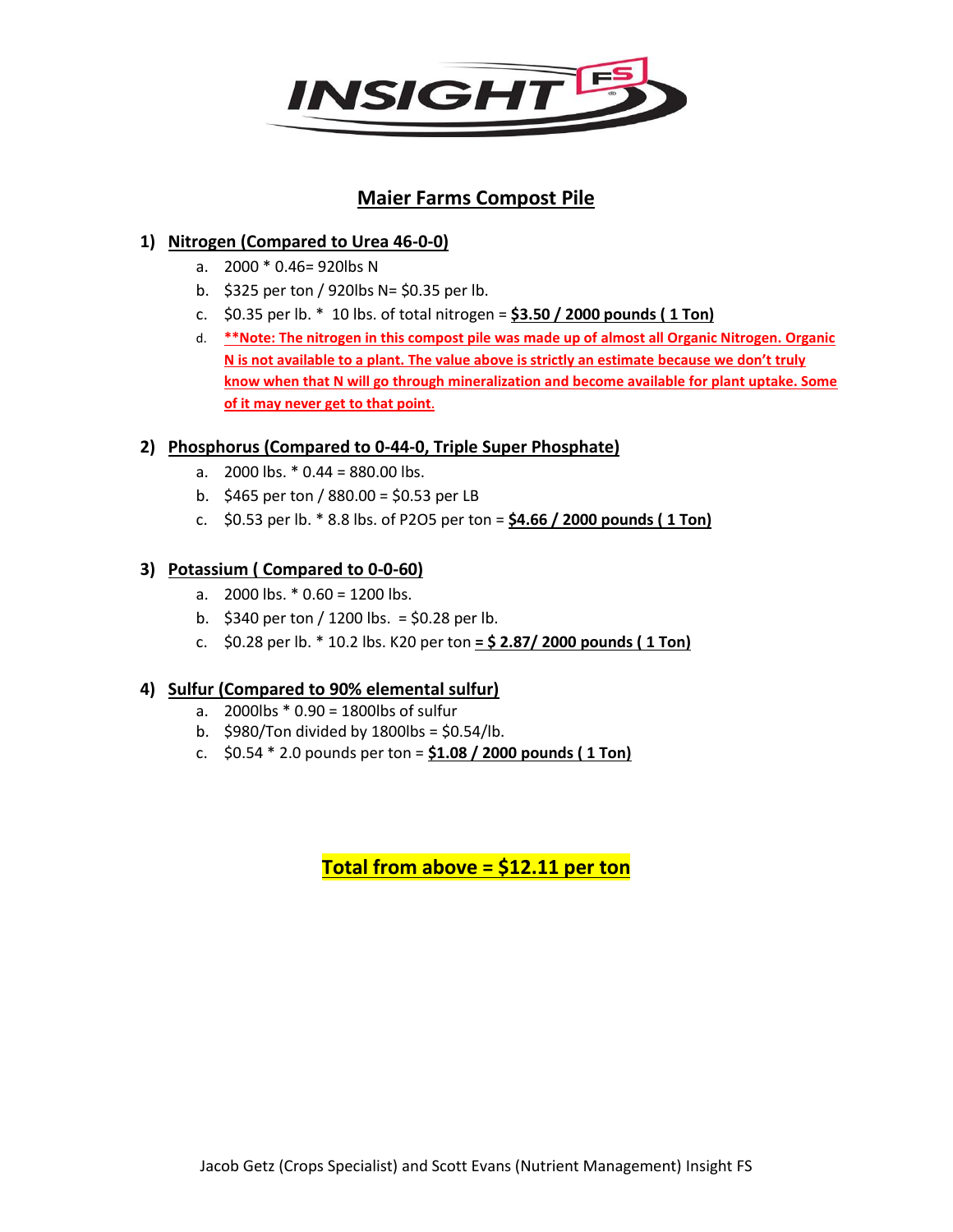# Maier Farms Compost Pile

## 1) Nitrogen (Compared to Urea 46-0-0)

a. 2000 * 0.46= 920lbs N
b. $325 per ton / 920lbs N= $0.35 per lb.
c. $0.35 per lb. * 10 lbs. of total nitrogen = **$3.50 / 2000 pounds ( 1 Ton)**
d. **\*\*Note: The nitrogen in this compost pile was made up of almost all Organic Nitrogen. Organic N is not available to a plant. The value above is strictly an estimate because we don't truly know when that N will go through mineralization and become available for plant uptake. Some of it may never get to that point.**

## 2) Phosphorus (Compared to 0-44-0, Triple Super Phosphate)

a. 2000 lbs. * 0.44 = 880.00 lbs.
b. $465 per ton / 880.00 = $0.53 per LB
c. $0.53 per lb. * 8.8 lbs. of P2O5 per ton = **$4.66 / 2000 pounds ( 1 Ton)**

## 3) Potassium ( Compared to 0-0-60)

a. 2000 lbs. * 0.60 = 1200 lbs.
b. $340 per ton / 1200 lbs. = $0.28 per lb.
c. $0.28 per lb. * 10.2 lbs. K20 per ton **= $ 2.87/ 2000 pounds ( 1 Ton)**

## 4) Sulfur (Compared to 90% elemental sulfur)

a. 2000lbs * 0.90 = 1800lbs of sulfur
b. $980/Ton divided by 1800lbs = $0.54/lb.
c. $0.54 * 2.0 pounds per ton = **$1.08 / 2000 pounds ( 1 Ton)**

**Total from above = $12.11 per ton**

Jacob Getz (Crops Specialist) and Scott Evans (Nutrient Management) Insight FS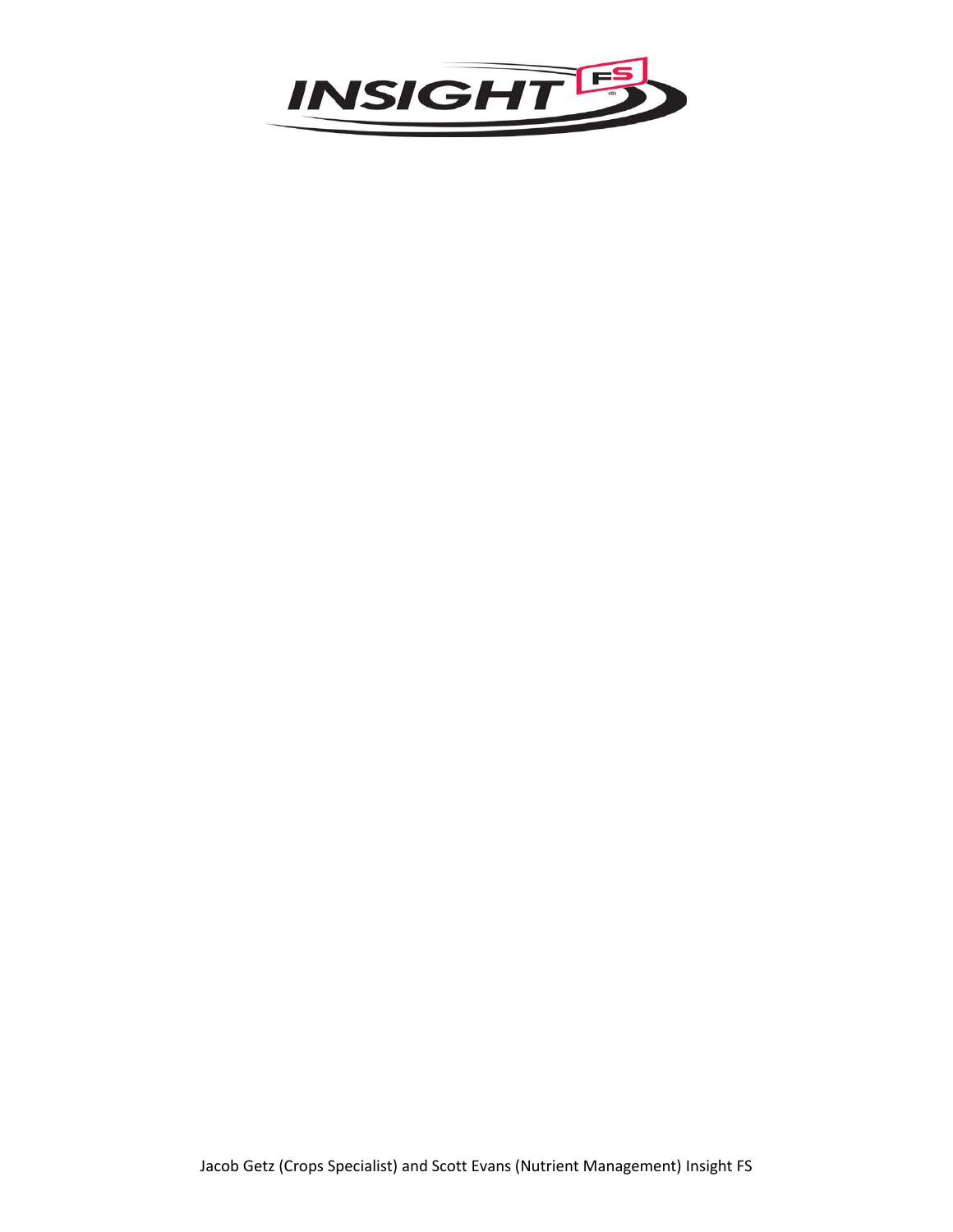Jacob Getz (Crops Specialist) and Scott Evans (Nutrient Management) Insight FS